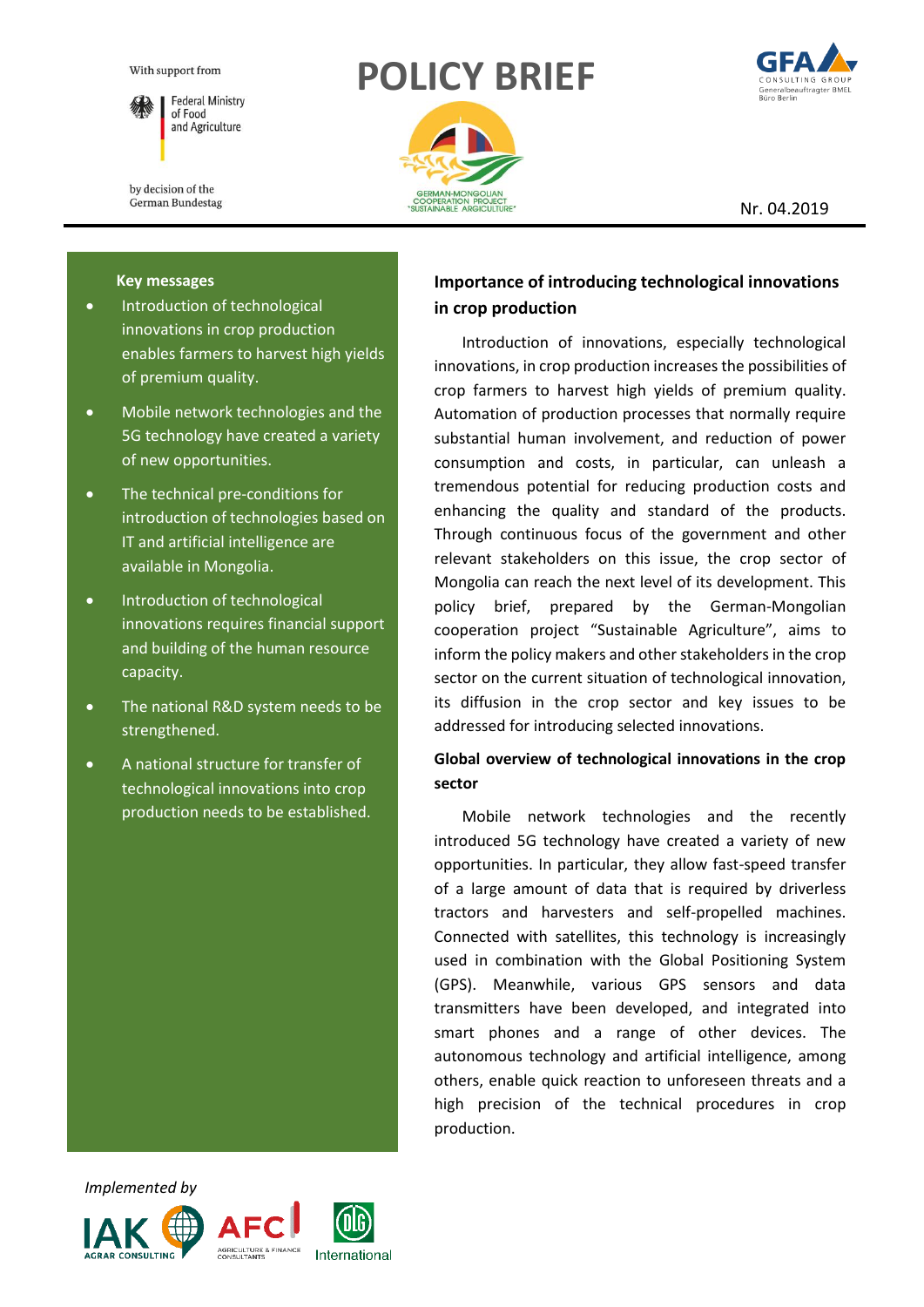With support from

Federal Ministry of Food and Agriculture

by decision of the German Bundestag

# POLICY BRIEF

GERMAN-MONGOLIAN COOPERATION PROJECT "SUSTAINABLE ARGICULTURE"

GFA CONSULTING GROUP
Generalbeauftragter BMEL Büro Berlin

Nr. 04.2019

**Key messages**

- Introduction of technological innovations in crop production enables farmers to harvest high yields of premium quality.
- Mobile network technologies and the 5G technology have created a variety of new opportunities.
- The technical pre-conditions for introduction of technologies based on IT and artificial intelligence are available in Mongolia.
- Introduction of technological innovations requires financial support and building of the human resource capacity.
- The national R&D system needs to be strengthened.
- A national structure for transfer of technological innovations into crop production needs to be established.

## Importance of introducing technological innovations in crop production

Introduction of innovations, especially technological innovations, in crop production increases the possibilities of crop farmers to harvest high yields of premium quality. Automation of production processes that normally require substantial human involvement, and reduction of power consumption and costs, in particular, can unleash a tremendous potential for reducing production costs and enhancing the quality and standard of the products. Through continuous focus of the government and other relevant stakeholders on this issue, the crop sector of Mongolia can reach the next level of its development. This policy brief, prepared by the German-Mongolian cooperation project "Sustainable Agriculture", aims to inform the policy makers and other stakeholders in the crop sector on the current situation of technological innovation, its diffusion in the crop sector and key issues to be addressed for introducing selected innovations.

## Global overview of technological innovations in the crop sector

Mobile network technologies and the recently introduced 5G technology have created a variety of new opportunities. In particular, they allow fast-speed transfer of a large amount of data that is required by driverless tractors and harvesters and self-propelled machines. Connected with satellites, this technology is increasingly used in combination with the Global Positioning System (GPS). Meanwhile, various GPS sensors and data transmitters have been developed, and integrated into smart phones and a range of other devices. The autonomous technology and artificial intelligence, among others, enable quick reaction to unforeseen threats and a high precision of the technical procedures in crop production.

*Implemented by*

IAK AGRAR CONSULTING | AFC AGRICULTURE & FINANCE CONSULTANTS | DLG International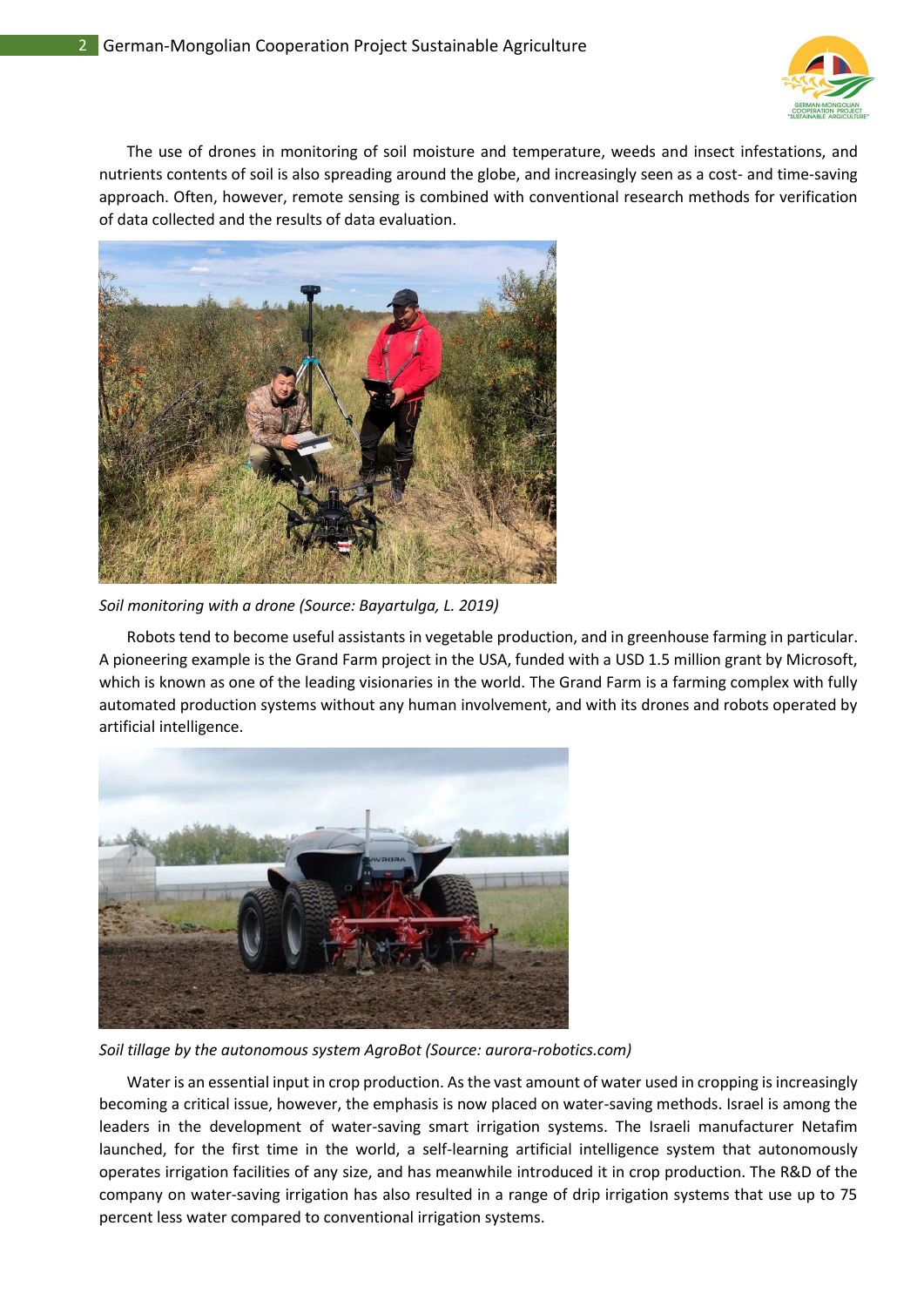The use of drones in monitoring of soil moisture and temperature, weeds and insect infestations, and nutrients contents of soil is also spreading around the globe, and increasingly seen as a cost- and time-saving approach. Often, however, remote sensing is combined with conventional research methods for verification of data collected and the results of data evaluation.

*Soil monitoring with a drone (Source: Bayartulga, L. 2019)*

Robots tend to become useful assistants in vegetable production, and in greenhouse farming in particular. A pioneering example is the Grand Farm project in the USA, funded with a USD 1.5 million grant by Microsoft, which is known as one of the leading visionaries in the world. The Grand Farm is a farming complex with fully automated production systems without any human involvement, and with its drones and robots operated by artificial intelligence.

*Soil tillage by the autonomous system AgroBot (Source: aurora-robotics.com)*

Water is an essential input in crop production. As the vast amount of water used in cropping is increasingly becoming a critical issue, however, the emphasis is now placed on water-saving methods. Israel is among the leaders in the development of water-saving smart irrigation systems. The Israeli manufacturer Netafim launched, for the first time in the world, a self-learning artificial intelligence system that autonomously operates irrigation facilities of any size, and has meanwhile introduced it in crop production. The R&D of the company on water-saving irrigation has also resulted in a range of drip irrigation systems that use up to 75 percent less water compared to conventional irrigation systems.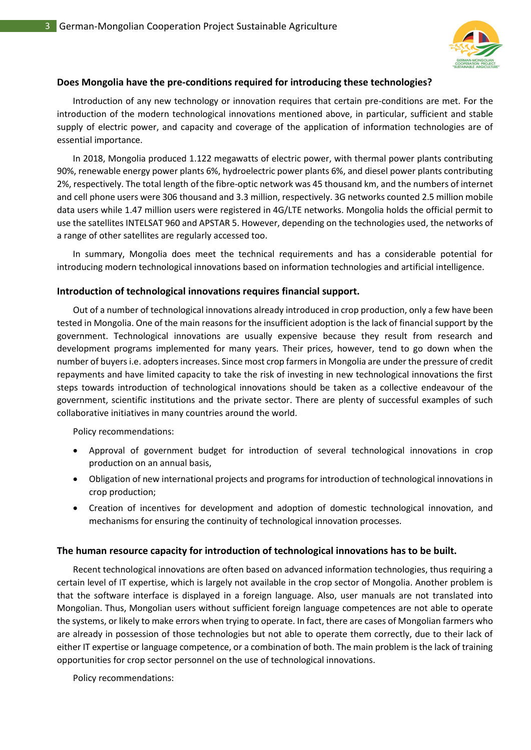### Does Mongolia have the pre-conditions required for introducing these technologies?

Introduction of any new technology or innovation requires that certain pre-conditions are met. For the introduction of the modern technological innovations mentioned above, in particular, sufficient and stable supply of electric power, and capacity and coverage of the application of information technologies are of essential importance.

In 2018, Mongolia produced 1.122 megawatts of electric power, with thermal power plants contributing 90%, renewable energy power plants 6%, hydroelectric power plants 6%, and diesel power plants contributing 2%, respectively. The total length of the fibre-optic network was 45 thousand km, and the numbers of internet and cell phone users were 306 thousand and 3.3 million, respectively. 3G networks counted 2.5 million mobile data users while 1.47 million users were registered in 4G/LTE networks. Mongolia holds the official permit to use the satellites INTELSAT 960 and APSTAR 5. However, depending on the technologies used, the networks of a range of other satellites are regularly accessed too.

In summary, Mongolia does meet the technical requirements and has a considerable potential for introducing modern technological innovations based on information technologies and artificial intelligence.

### Introduction of technological innovations requires financial support.

Out of a number of technological innovations already introduced in crop production, only a few have been tested in Mongolia. One of the main reasons for the insufficient adoption is the lack of financial support by the government. Technological innovations are usually expensive because they result from research and development programs implemented for many years. Their prices, however, tend to go down when the number of buyers i.e. adopters increases. Since most crop farmers in Mongolia are under the pressure of credit repayments and have limited capacity to take the risk of investing in new technological innovations the first steps towards introduction of technological innovations should be taken as a collective endeavour of the government, scientific institutions and the private sector. There are plenty of successful examples of such collaborative initiatives in many countries around the world.

Policy recommendations:

- Approval of government budget for introduction of several technological innovations in crop production on an annual basis,
- Obligation of new international projects and programs for introduction of technological innovations in crop production;
- Creation of incentives for development and adoption of domestic technological innovation, and mechanisms for ensuring the continuity of technological innovation processes.

### The human resource capacity for introduction of technological innovations has to be built.

Recent technological innovations are often based on advanced information technologies, thus requiring a certain level of IT expertise, which is largely not available in the crop sector of Mongolia. Another problem is that the software interface is displayed in a foreign language. Also, user manuals are not translated into Mongolian. Thus, Mongolian users without sufficient foreign language competences are not able to operate the systems, or likely to make errors when trying to operate. In fact, there are cases of Mongolian farmers who are already in possession of those technologies but not able to operate them correctly, due to their lack of either IT expertise or language competence, or a combination of both. The main problem is the lack of training opportunities for crop sector personnel on the use of technological innovations.

Policy recommendations: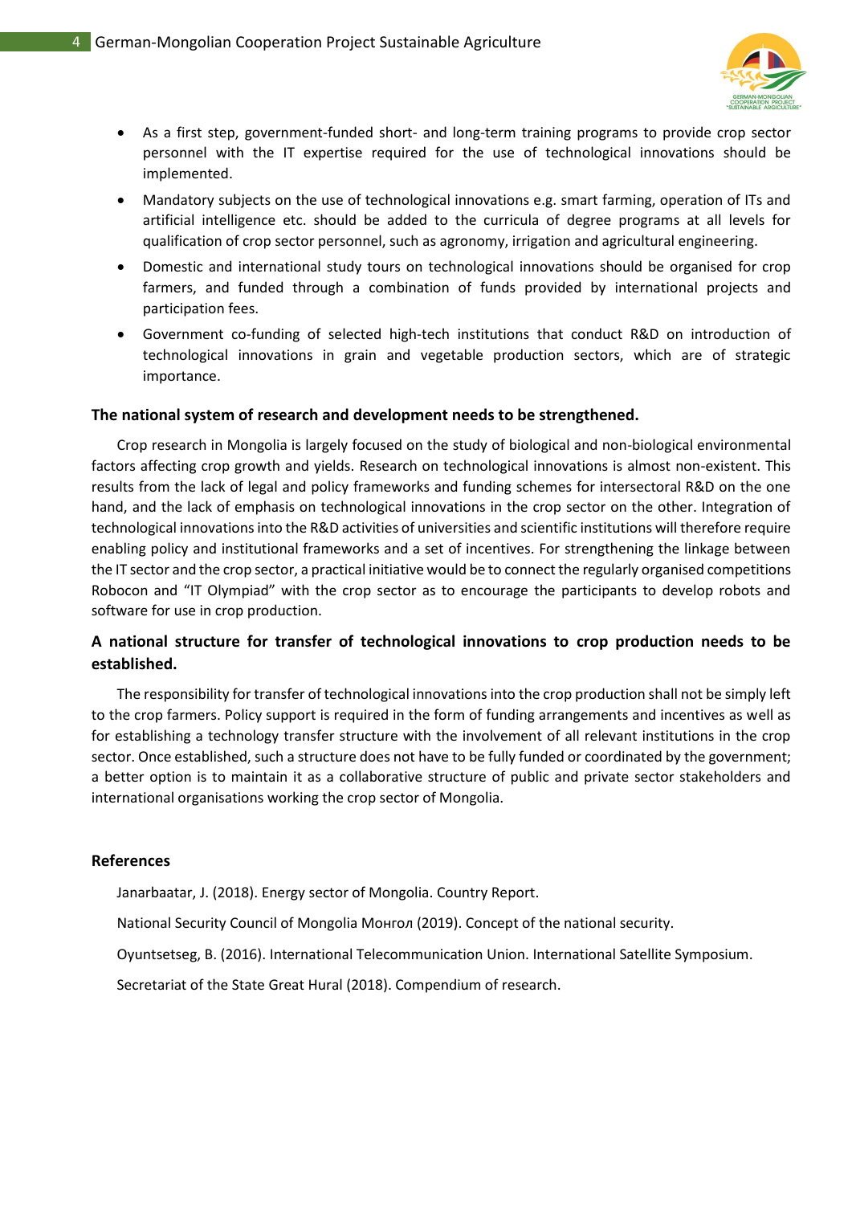- As a first step, government-funded short- and long-term training programs to provide crop sector personnel with the IT expertise required for the use of technological innovations should be implemented.
- Mandatory subjects on the use of technological innovations e.g. smart farming, operation of ITs and artificial intelligence etc. should be added to the curricula of degree programs at all levels for qualification of crop sector personnel, such as agronomy, irrigation and agricultural engineering.
- Domestic and international study tours on technological innovations should be organised for crop farmers, and funded through a combination of funds provided by international projects and participation fees.
- Government co-funding of selected high-tech institutions that conduct R&D on introduction of technological innovations in grain and vegetable production sectors, which are of strategic importance.

### The national system of research and development needs to be strengthened.

Crop research in Mongolia is largely focused on the study of biological and non-biological environmental factors affecting crop growth and yields. Research on technological innovations is almost non-existent. This results from the lack of legal and policy frameworks and funding schemes for intersectoral R&D on the one hand, and the lack of emphasis on technological innovations in the crop sector on the other. Integration of technological innovations into the R&D activities of universities and scientific institutions will therefore require enabling policy and institutional frameworks and a set of incentives. For strengthening the linkage between the IT sector and the crop sector, a practical initiative would be to connect the regularly organised competitions Robocon and "IT Olympiad" with the crop sector as to encourage the participants to develop robots and software for use in crop production.

### A national structure for transfer of technological innovations to crop production needs to be established.

The responsibility for transfer of technological innovations into the crop production shall not be simply left to the crop farmers. Policy support is required in the form of funding arrangements and incentives as well as for establishing a technology transfer structure with the involvement of all relevant institutions in the crop sector. Once established, such a structure does not have to be fully funded or coordinated by the government; a better option is to maintain it as a collaborative structure of public and private sector stakeholders and international organisations working the crop sector of Mongolia.

### References

Janarbaatar, J. (2018). Energy sector of Mongolia. Country Report.

National Security Council of Mongolia Монгол (2019). Concept of the national security.

Oyuntsetseg, B. (2016). International Telecommunication Union. International Satellite Symposium.

Secretariat of the State Great Hural (2018). Compendium of research.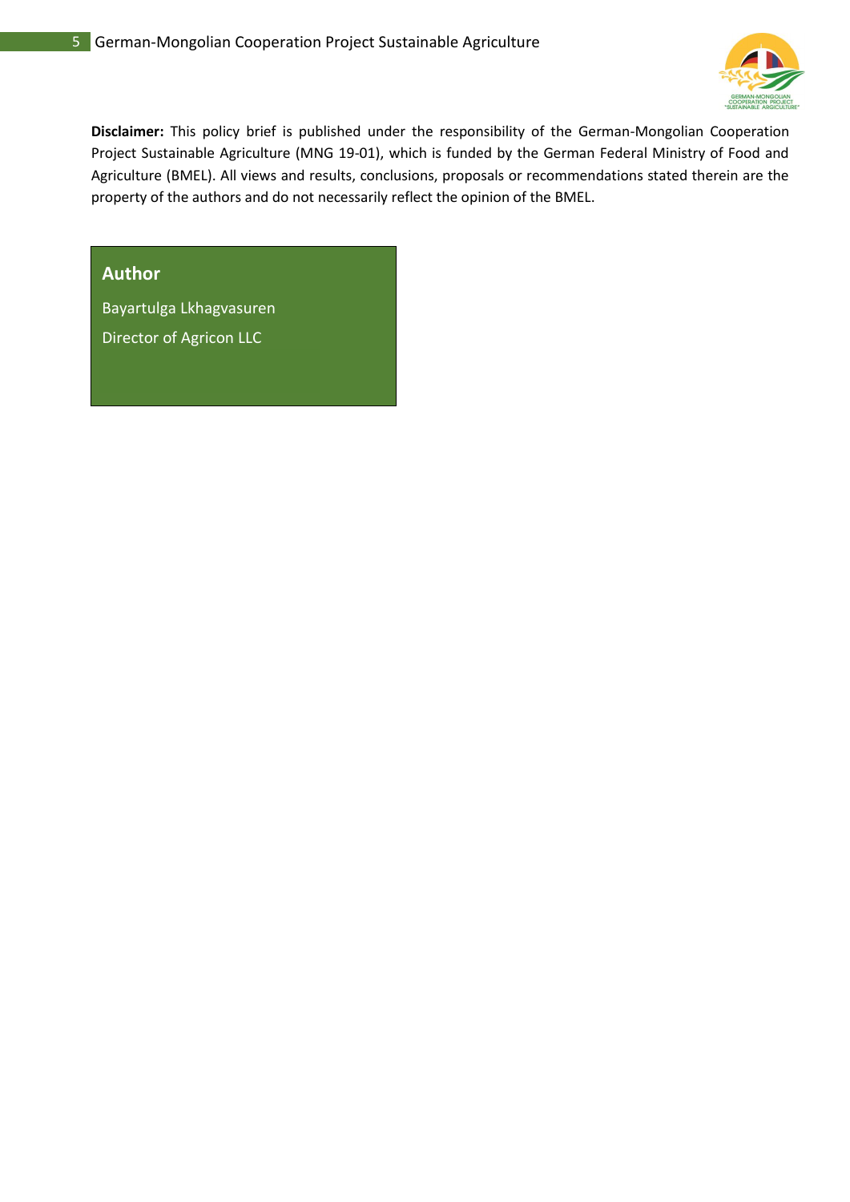**Disclaimer:** This policy brief is published under the responsibility of the German-Mongolian Cooperation Project Sustainable Agriculture (MNG 19-01), which is funded by the German Federal Ministry of Food and Agriculture (BMEL). All views and results, conclusions, proposals or recommendations stated therein are the property of the authors and do not necessarily reflect the opinion of the BMEL.

## Author

Bayartulga Lkhagvasuren

Director of Agricon LLC